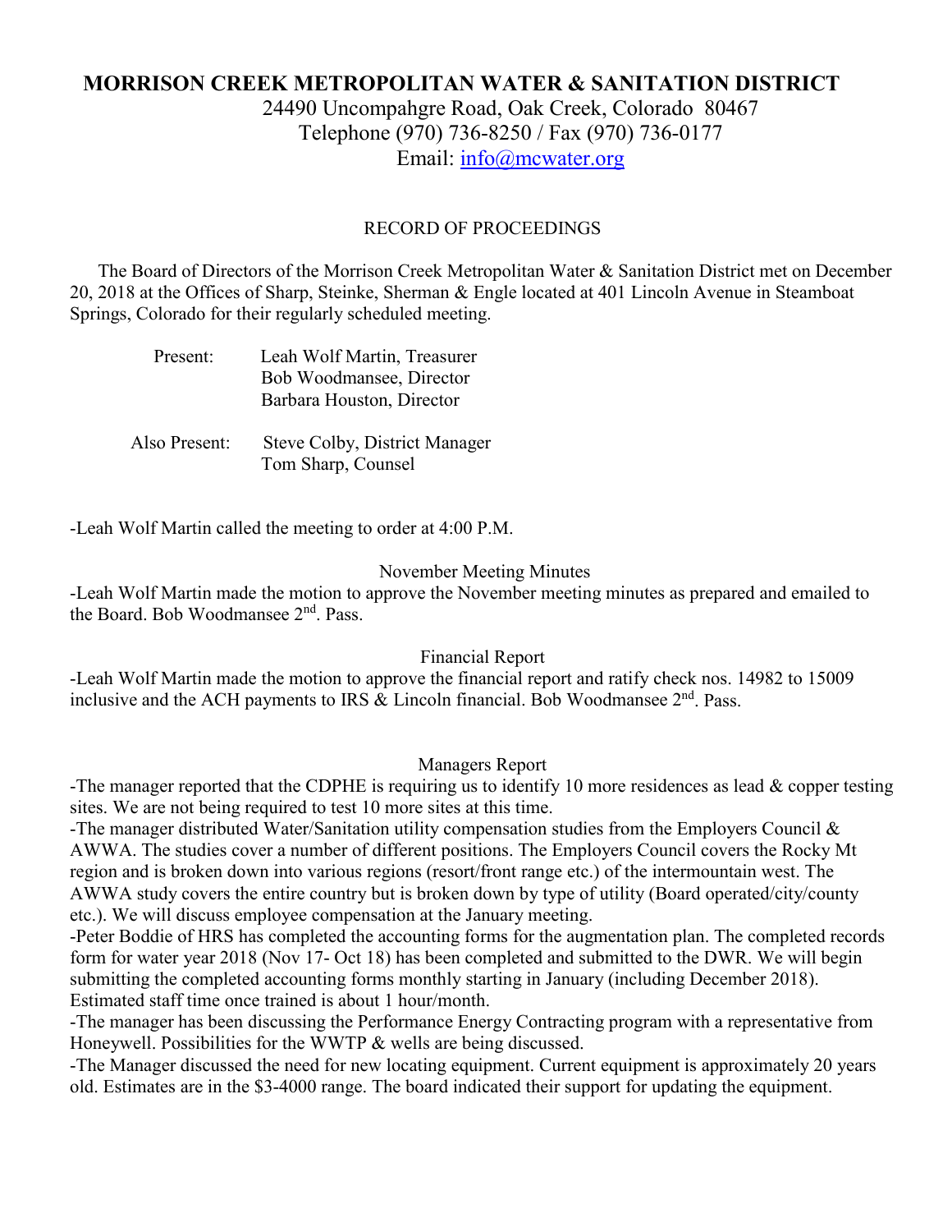# MORRISON CREEK METROPOLITAN WATER & SANITATION DISTRICT

24490 Uncompahgre Road, Oak Creek, Colorado 80467
Telephone (970) 736-8250 / Fax (970) 736-0177
Email: info@mcwater.org

## RECORD OF PROCEEDINGS

The Board of Directors of the Morrison Creek Metropolitan Water & Sanitation District met on December 20, 2018 at the Offices of Sharp, Steinke, Sherman & Engle located at 401 Lincoln Avenue in Steamboat Springs, Colorado for their regularly scheduled meeting.

Present: Leah Wolf Martin, Treasurer
Bob Woodmansee, Director
Barbara Houston, Director

Also Present: Steve Colby, District Manager
Tom Sharp, Counsel

-Leah Wolf Martin called the meeting to order at 4:00 P.M.

### November Meeting Minutes

-Leah Wolf Martin made the motion to approve the November meeting minutes as prepared and emailed to the Board. Bob Woodmansee 2nd. Pass.

### Financial Report

-Leah Wolf Martin made the motion to approve the financial report and ratify check nos. 14982 to 15009 inclusive and the ACH payments to IRS & Lincoln financial. Bob Woodmansee 2nd. Pass.

### Managers Report

-The manager reported that the CDPHE is requiring us to identify 10 more residences as lead & copper testing sites. We are not being required to test 10 more sites at this time.

-The manager distributed Water/Sanitation utility compensation studies from the Employers Council & AWWA. The studies cover a number of different positions. The Employers Council covers the Rocky Mt region and is broken down into various regions (resort/front range etc.) of the intermountain west. The AWWA study covers the entire country but is broken down by type of utility (Board operated/city/county etc.). We will discuss employee compensation at the January meeting.

-Peter Boddie of HRS has completed the accounting forms for the augmentation plan. The completed records form for water year 2018 (Nov 17- Oct 18) has been completed and submitted to the DWR. We will begin submitting the completed accounting forms monthly starting in January (including December 2018). Estimated staff time once trained is about 1 hour/month.

-The manager has been discussing the Performance Energy Contracting program with a representative from Honeywell. Possibilities for the WWTP & wells are being discussed.

-The Manager discussed the need for new locating equipment. Current equipment is approximately 20 years old. Estimates are in the $3-4000 range. The board indicated their support for updating the equipment.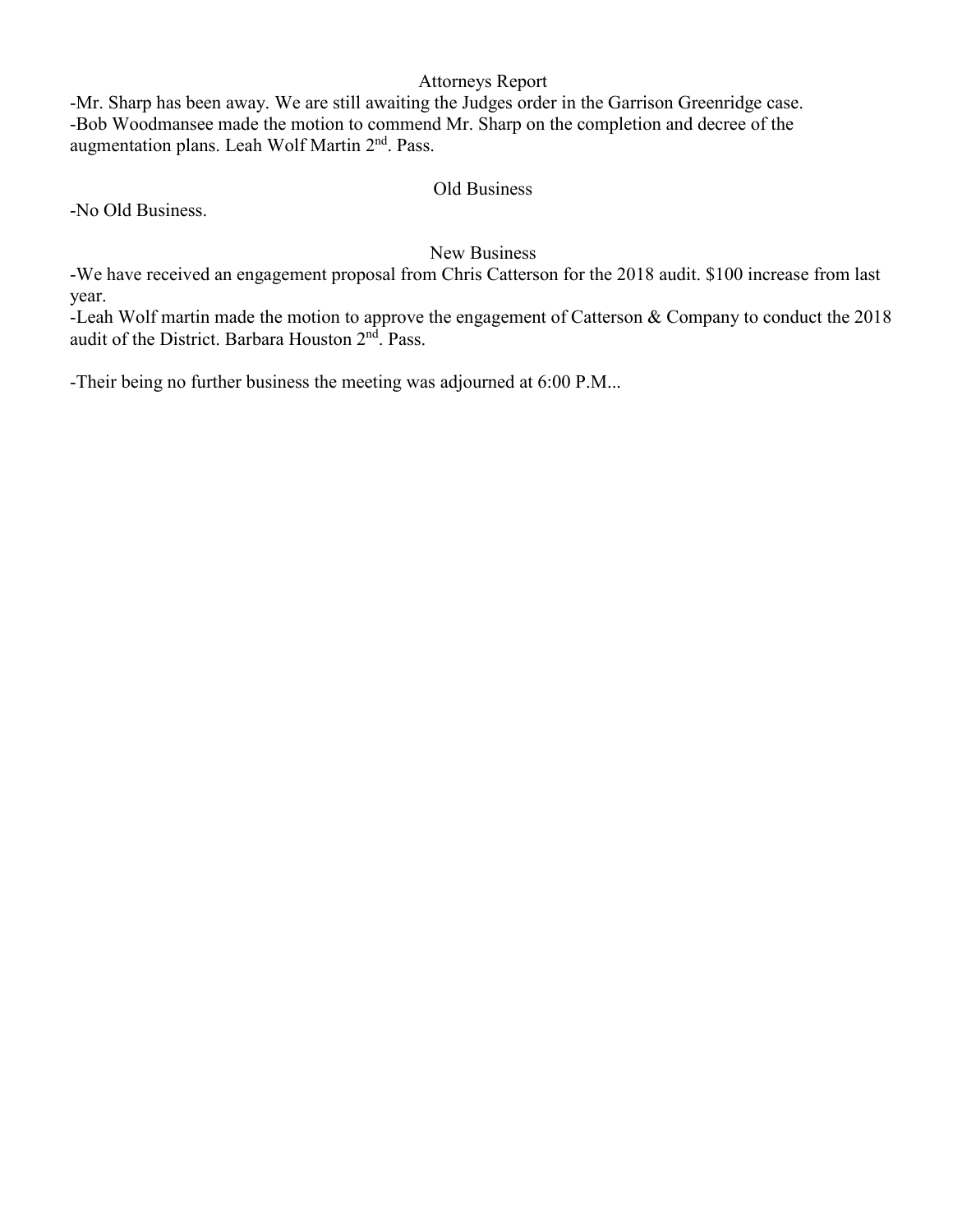## Attorneys Report

-Mr. Sharp has been away. We are still awaiting the Judges order in the Garrison Greenridge case.
-Bob Woodmansee made the motion to commend Mr. Sharp on the completion and decree of the augmentation plans. Leah Wolf Martin 2nd. Pass.

## Old Business

-No Old Business.

## New Business

-We have received an engagement proposal from Chris Catterson for the 2018 audit. $100 increase from last year.
-Leah Wolf martin made the motion to approve the engagement of Catterson & Company to conduct the 2018 audit of the District. Barbara Houston 2nd. Pass.

-Their being no further business the meeting was adjourned at 6:00 P.M...